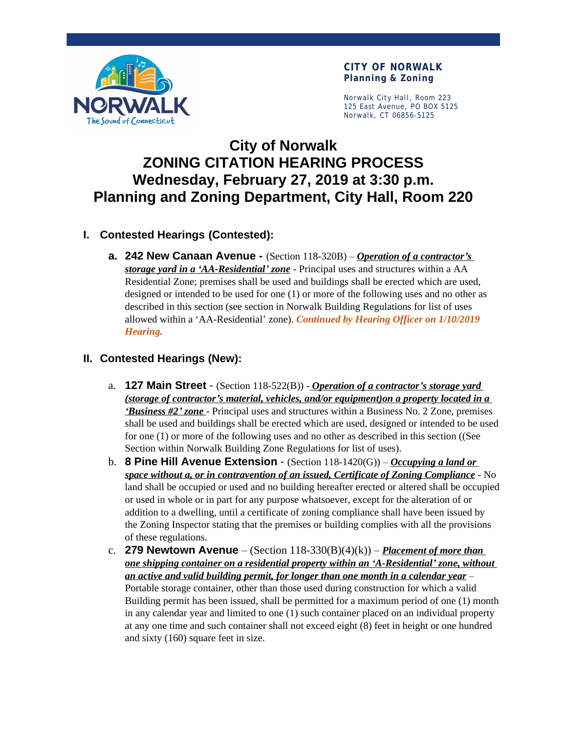**CITY OF NORWALK**
**Planning & Zoning**

Norwalk City Hall, Room 223
125 East Avenue, PO BOX 5125
Norwalk, CT 06856-5125

# City of Norwalk
# ZONING CITATION HEARING PROCESS
# Wednesday, February 27, 2019 at 3:30 p.m.
# Planning and Zoning Department, City Hall, Room 220

## I. Contested Hearings (Contested):

**a. 242 New Canaan Avenue -** (Section 118-320B) – ***Operation of a contractor's storage yard in a 'AA-Residential' zone*** - Principal uses and structures within a AA Residential Zone; premises shall be used and buildings shall be erected which are used, designed or intended to be used for one (1) or more of the following uses and no other as described in this section (see section in Norwalk Building Regulations for list of uses allowed within a 'AA-Residential' zone). ***Continued by Hearing Officer on 1/10/2019 Hearing.***

## II. Contested Hearings (New):

a. **127 Main Street** - (Section 118-522(B)) - ***Operation of a contractor's storage yard (storage of contractor's material, vehicles, and/or equipment)on a property located in a 'Business #2' zone*** - Principal uses and structures within a Business No. 2 Zone, premises shall be used and buildings shall be erected which are used, designed or intended to be used for one (1) or more of the following uses and no other as described in this section ((See Section within Norwalk Building Zone Regulations for list of uses).

b. **8 Pine Hill Avenue Extension** - (Section 118-1420(G)) – ***Occupying a land or space without a, or in contravention of an issued, Certificate of Zoning Compliance*** - No land shall be occupied or used and no building hereafter erected or altered shall be occupied or used in whole or in part for any purpose whatsoever, except for the alteration of or addition to a dwelling, until a certificate of zoning compliance shall have been issued by the Zoning Inspector stating that the premises or building complies with all the provisions of these regulations.

c. **279 Newtown Avenue** – (Section 118-330(B)(4)(k)) – ***Placement of more than one shipping container on a residential property within an 'A-Residential' zone, without an active and valid building permit, for longer than one month in a calendar year*** – Portable storage container, other than those used during construction for which a valid Building permit has been issued, shall be permitted for a maximum period of one (1) month in any calendar year and limited to one (1) such container placed on an individual property at any one time and such container shall not exceed eight (8) feet in height or one hundred and sixty (160) square feet in size.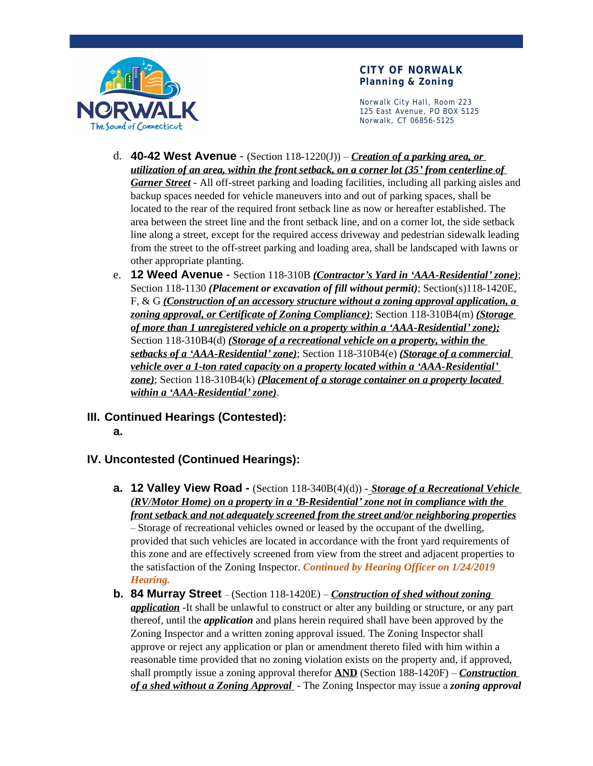d. **40-42 West Avenue** - (Section 118-1220(J)) – ***Creation of a parking area, or utilization of an area, within the front setback, on a corner lot (35' from centerline of Garner Street*** - All off-street parking and loading facilities, including all parking aisles and backup spaces needed for vehicle maneuvers into and out of parking spaces, shall be located to the rear of the required front setback line as now or hereafter established. The area between the street line and the front setback line, and on a corner lot, the side setback line along a street, except for the required access driveway and pedestrian sidewalk leading from the street to the off-street parking and loading area, shall be landscaped with lawns or other appropriate planting.

e. **12 Weed Avenue** - Section 118-310B ***(Contractor's Yard in 'AAA-Residential' zone)***; Section 118-1130 ***(Placement or excavation of fill without permit)***; Section(s)118-1420E, F, & G ***(Construction of an accessory structure without a zoning approval application, a zoning approval, or Certificate of Zoning Compliance)***; Section 118-310B4(m) ***(Storage of more than 1 unregistered vehicle on a property within a 'AAA-Residential' zone);*** Section 118-310B4(d) ***(Storage of a recreational vehicle on a property, within the setbacks of a 'AAA-Residential' zone)***; Section 118-310B4(e) ***(Storage of a commercial vehicle over a 1-ton rated capacity on a property located within a 'AAA-Residential' zone)***; Section 118-310B4(k) ***(Placement of a storage container on a property located within a 'AAA-Residential' zone)***.

## III. Continued Hearings (Contested):

**a.**

## IV. Uncontested (Continued Hearings):

**a. 12 Valley View Road -** (Section 118-340B(4)(d)) - ***Storage of a Recreational Vehicle (RV/Motor Home) on a property in a 'B-Residential' zone not in compliance with the front setback and not adequately screened from the street and/or neighboring properties*** – Storage of recreational vehicles owned or leased by the occupant of the dwelling, provided that such vehicles are located in accordance with the front yard requirements of this zone and are effectively screened from view from the street and adjacent properties to the satisfaction of the Zoning Inspector. ***Continued by Hearing Officer on 1/24/2019 Hearing.***

**b. 84 Murray Street** – (Section 118-1420E) – ***Construction of shed without zoning application*** -It shall be unlawful to construct or alter any building or structure, or any part thereof, until the ***application*** and plans herein required shall have been approved by the Zoning Inspector and a written zoning approval issued. The Zoning Inspector shall approve or reject any application or plan or amendment thereto filed with him within a reasonable time provided that no zoning violation exists on the property and, if approved, shall promptly issue a zoning approval therefor **AND** (Section 188-1420F) – ***Construction of a shed without a Zoning Approval*** - The Zoning Inspector may issue a ***zoning approval***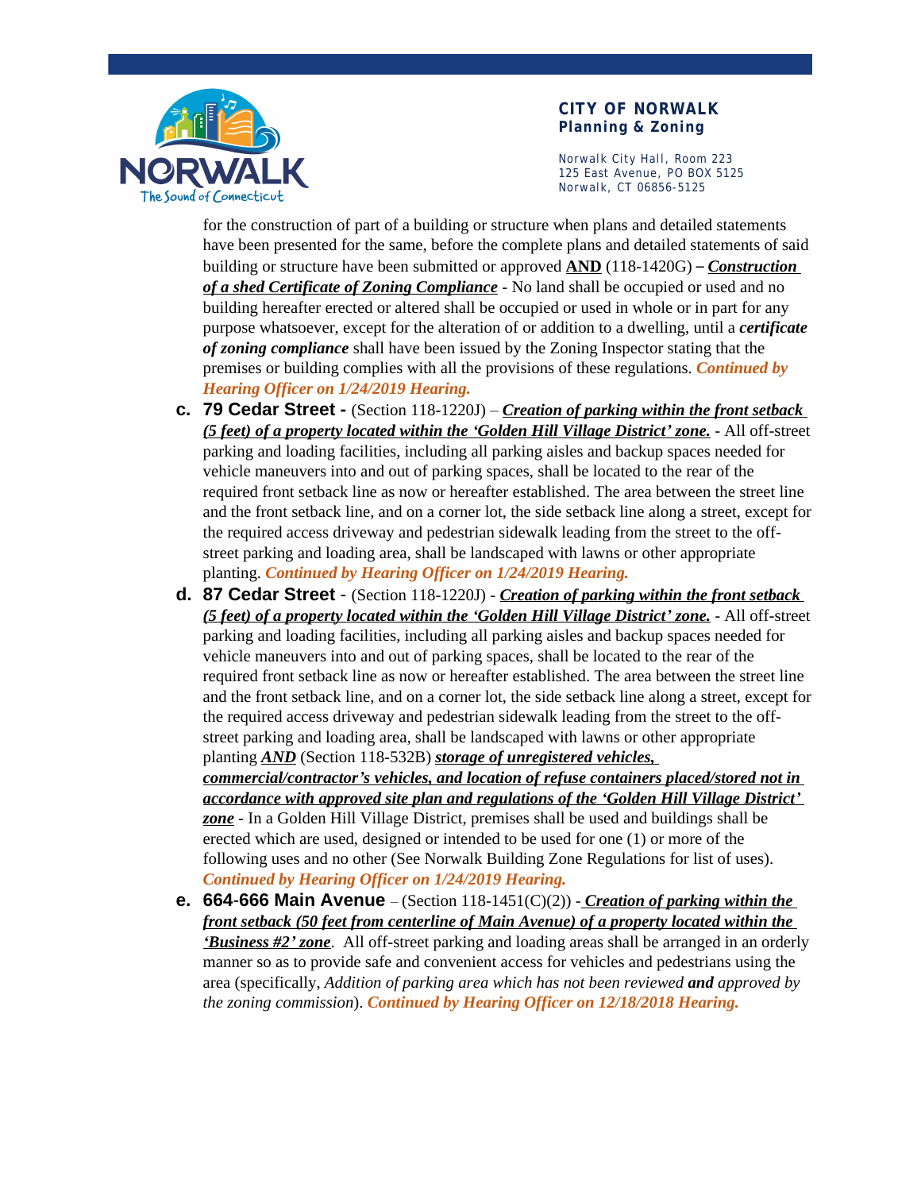for the construction of part of a building or structure when plans and detailed statements have been presented for the same, before the complete plans and detailed statements of said building or structure have been submitted or approved **AND** (118-1420G) – ***Construction of a shed Certificate of Zoning Compliance*** - No land shall be occupied or used and no building hereafter erected or altered shall be occupied or used in whole or in part for any purpose whatsoever, except for the alteration of or addition to a dwelling, until a ***certificate of zoning compliance*** shall have been issued by the Zoning Inspector stating that the premises or building complies with all the provisions of these regulations. ***Continued by Hearing Officer on 1/24/2019 Hearing.***

c. **79 Cedar Street -** (Section 118-1220J) – ***Creation of parking within the front setback (5 feet) of a property located within the 'Golden Hill Village District' zone.*** - All off-street parking and loading facilities, including all parking aisles and backup spaces needed for vehicle maneuvers into and out of parking spaces, shall be located to the rear of the required front setback line as now or hereafter established. The area between the street line and the front setback line, and on a corner lot, the side setback line along a street, except for the required access driveway and pedestrian sidewalk leading from the street to the off-street parking and loading area, shall be landscaped with lawns or other appropriate planting. ***Continued by Hearing Officer on 1/24/2019 Hearing.***

d. **87 Cedar Street** - (Section 118-1220J) - ***Creation of parking within the front setback (5 feet) of a property located within the 'Golden Hill Village District' zone.*** - All off-street parking and loading facilities, including all parking aisles and backup spaces needed for vehicle maneuvers into and out of parking spaces, shall be located to the rear of the required front setback line as now or hereafter established. The area between the street line and the front setback line, and on a corner lot, the side setback line along a street, except for the required access driveway and pedestrian sidewalk leading from the street to the off-street parking and loading area, shall be landscaped with lawns or other appropriate planting ***AND*** (Section 118-532B) ***storage of unregistered vehicles, commercial/contractor's vehicles, and location of refuse containers placed/stored not in accordance with approved site plan and regulations of the 'Golden Hill Village District' zone*** - In a Golden Hill Village District, premises shall be used and buildings shall be erected which are used, designed or intended to be used for one (1) or more of the following uses and no other (See Norwalk Building Zone Regulations for list of uses). ***Continued by Hearing Officer on 1/24/2019 Hearing.***

e. **664-666 Main Avenue** – (Section 118-1451(C)(2)) - ***Creation of parking within the front setback (50 feet from centerline of Main Avenue) of a property located within the 'Business #2' zone***. All off-street parking and loading areas shall be arranged in an orderly manner so as to provide safe and convenient access for vehicles and pedestrians using the area (specifically, *Addition of parking area which has not been reviewed* ***and*** *approved by the zoning commission*). ***Continued by Hearing Officer on 12/18/2018 Hearing.***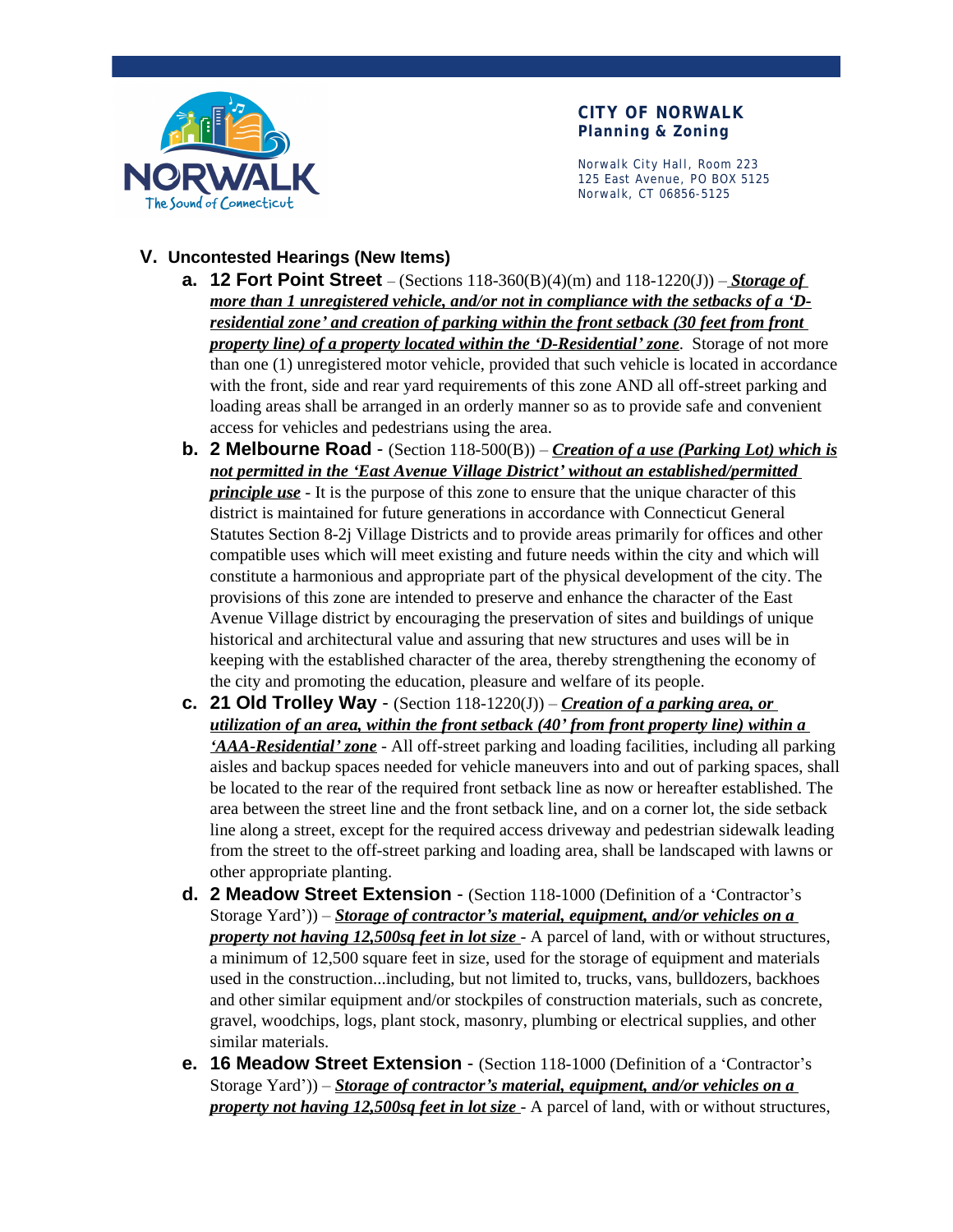**CITY OF NORWALK**
**Planning & Zoning**

Norwalk City Hall, Room 223
125 East Avenue, PO BOX 5125
Norwalk, CT 06856-5125

## V. Uncontested Hearings (New Items)

a. **12 Fort Point Street** – (Sections 118-360(B)(4)(m) and 118-1220(J)) – ***Storage of more than 1 unregistered vehicle, and/or not in compliance with the setbacks of a 'D-residential zone' and creation of parking within the front setback (30 feet from front property line) of a property located within the 'D-Residential' zone***. Storage of not more than one (1) unregistered motor vehicle, provided that such vehicle is located in accordance with the front, side and rear yard requirements of this zone AND all off-street parking and loading areas shall be arranged in an orderly manner so as to provide safe and convenient access for vehicles and pedestrians using the area.

b. **2 Melbourne Road** - (Section 118-500(B)) – ***Creation of a use (Parking Lot) which is not permitted in the 'East Avenue Village District' without an established/permitted principle use*** - It is the purpose of this zone to ensure that the unique character of this district is maintained for future generations in accordance with Connecticut General Statutes Section 8-2j Village Districts and to provide areas primarily for offices and other compatible uses which will meet existing and future needs within the city and which will constitute a harmonious and appropriate part of the physical development of the city. The provisions of this zone are intended to preserve and enhance the character of the East Avenue Village district by encouraging the preservation of sites and buildings of unique historical and architectural value and assuring that new structures and uses will be in keeping with the established character of the area, thereby strengthening the economy of the city and promoting the education, pleasure and welfare of its people.

c. **21 Old Trolley Way** - (Section 118-1220(J)) – ***Creation of a parking area, or utilization of an area, within the front setback (40' from front property line) within a 'AAA-Residential' zone*** - All off-street parking and loading facilities, including all parking aisles and backup spaces needed for vehicle maneuvers into and out of parking spaces, shall be located to the rear of the required front setback line as now or hereafter established. The area between the street line and the front setback line, and on a corner lot, the side setback line along a street, except for the required access driveway and pedestrian sidewalk leading from the street to the off-street parking and loading area, shall be landscaped with lawns or other appropriate planting.

d. **2 Meadow Street Extension** - (Section 118-1000 (Definition of a 'Contractor's Storage Yard')) – ***Storage of contractor's material, equipment, and/or vehicles on a property not having 12,500sq feet in lot size*** - A parcel of land, with or without structures, a minimum of 12,500 square feet in size, used for the storage of equipment and materials used in the construction...including, but not limited to, trucks, vans, bulldozers, backhoes and other similar equipment and/or stockpiles of construction materials, such as concrete, gravel, woodchips, logs, plant stock, masonry, plumbing or electrical supplies, and other similar materials.

e. **16 Meadow Street Extension** - (Section 118-1000 (Definition of a 'Contractor's Storage Yard')) – ***Storage of contractor's material, equipment, and/or vehicles on a property not having 12,500sq feet in lot size*** - A parcel of land, with or without structures,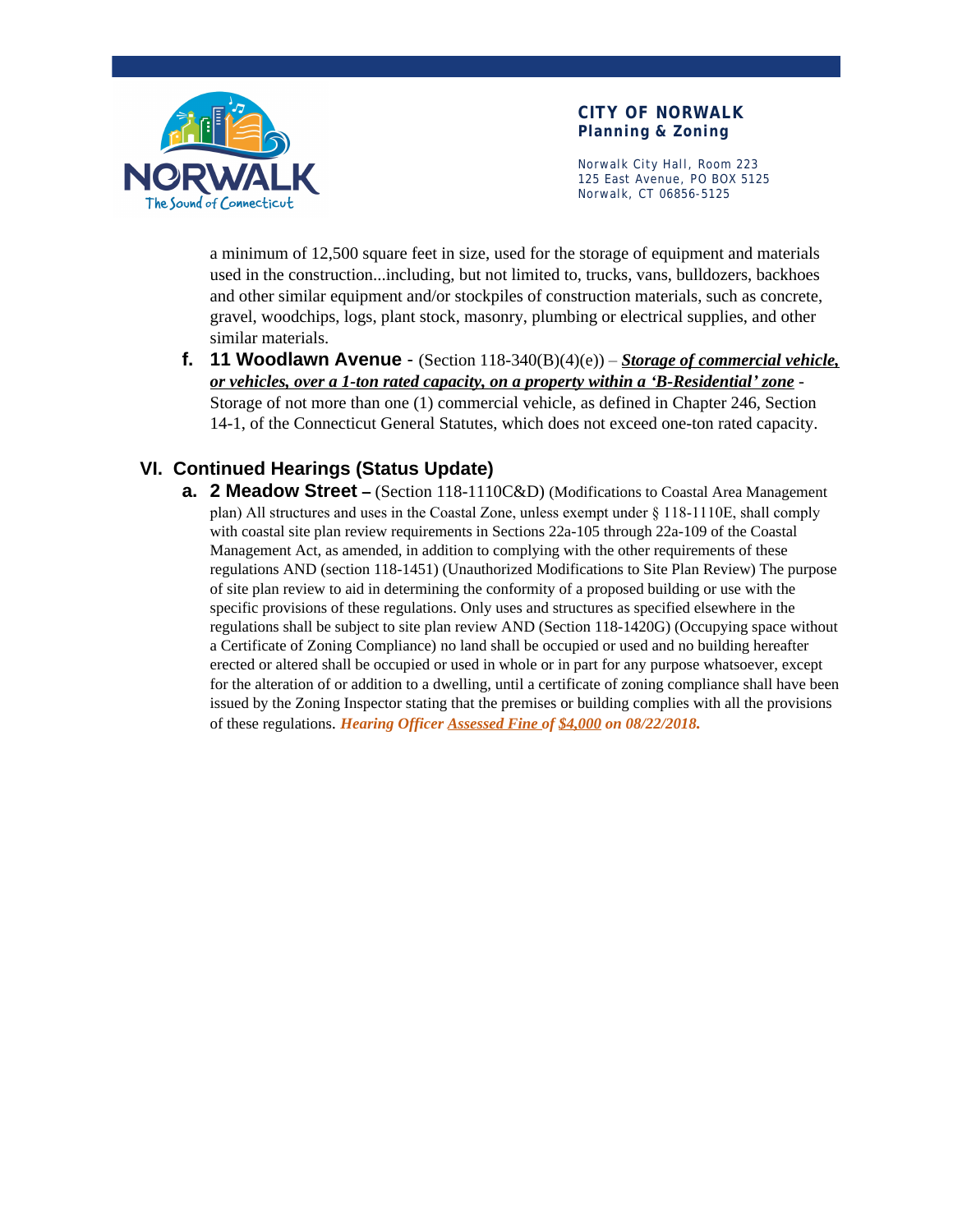a minimum of 12,500 square feet in size, used for the storage of equipment and materials used in the construction...including, but not limited to, trucks, vans, bulldozers, backhoes and other similar equipment and/or stockpiles of construction materials, such as concrete, gravel, woodchips, logs, plant stock, masonry, plumbing or electrical supplies, and other similar materials.

f. **11 Woodlawn Avenue** - (Section 118-340(B)(4)(e)) – ***Storage of commercial vehicle, or vehicles, over a 1-ton rated capacity, on a property within a 'B-Residential' zone*** - Storage of not more than one (1) commercial vehicle, as defined in Chapter 246, Section 14-1, of the Connecticut General Statutes, which does not exceed one-ton rated capacity.

## VI. Continued Hearings (Status Update)

a. **2 Meadow Street –** (Section 118-1110C&D) (Modifications to Coastal Area Management plan) All structures and uses in the Coastal Zone, unless exempt under § 118-1110E, shall comply with coastal site plan review requirements in Sections 22a-105 through 22a-109 of the Coastal Management Act, as amended, in addition to complying with the other requirements of these regulations AND (section 118-1451) (Unauthorized Modifications to Site Plan Review) The purpose of site plan review to aid in determining the conformity of a proposed building or use with the specific provisions of these regulations. Only uses and structures as specified elsewhere in the regulations shall be subject to site plan review AND (Section 118-1420G) (Occupying space without a Certificate of Zoning Compliance) no land shall be occupied or used and no building hereafter erected or altered shall be occupied or used in whole or in part for any purpose whatsoever, except for the alteration of or addition to a dwelling, until a certificate of zoning compliance shall have been issued by the Zoning Inspector stating that the premises or building complies with all the provisions of these regulations. ***Hearing Officer Assessed Fine of $4,000 on 08/22/2018.***